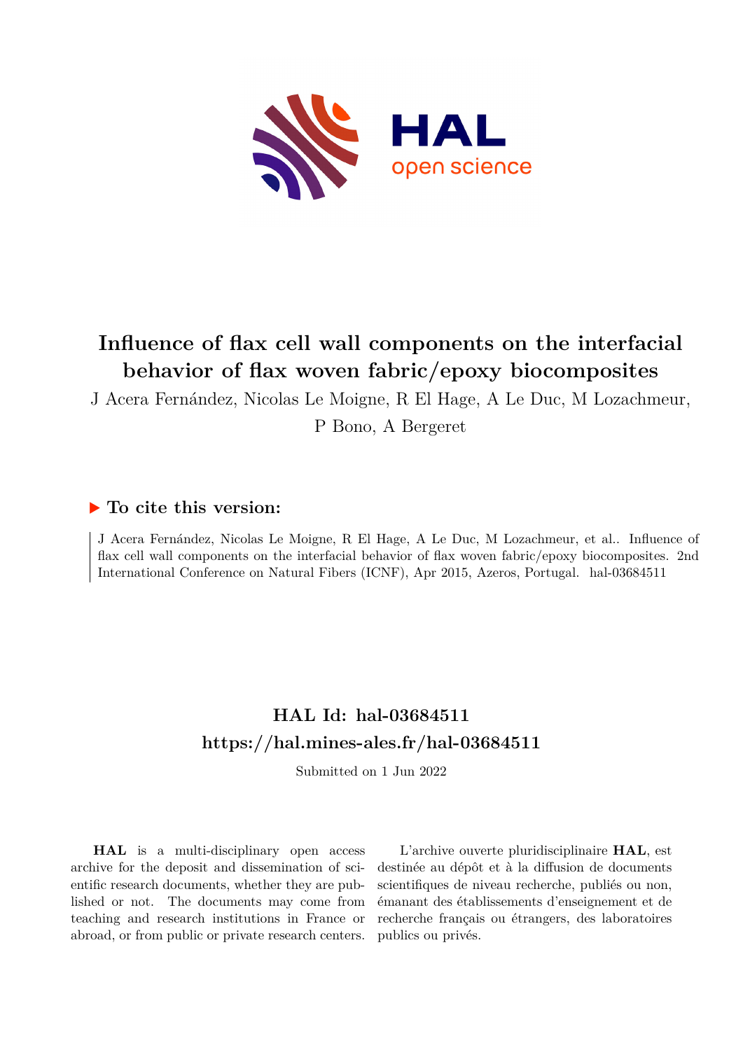# Influence of flax cell wall components on the interfacial behavior of flax woven fabric/epoxy biocomposites

J Acera Fernández, Nicolas Le Moigne, R El Hage, A Le Duc, M Lozachmeur, P Bono, A Bergeret

## ▶ To cite this version:

J Acera Fernández, Nicolas Le Moigne, R El Hage, A Le Duc, M Lozachmeur, et al.. Influence of flax cell wall components on the interfacial behavior of flax woven fabric/epoxy biocomposites. 2nd International Conference on Natural Fibers (ICNF), Apr 2015, Azeros, Portugal. hal-03684511

## HAL Id: hal-03684511

## https://hal.mines-ales.fr/hal-03684511

Submitted on 1 Jun 2022

**HAL** is a multi-disciplinary open access archive for the deposit and dissemination of scientific research documents, whether they are published or not. The documents may come from teaching and research institutions in France or abroad, or from public or private research centers.

L'archive ouverte pluridisciplinaire **HAL**, est destinée au dépôt et à la diffusion de documents scientifiques de niveau recherche, publiés ou non, émanant des établissements d'enseignement et de recherche français ou étrangers, des laboratoires publics ou privés.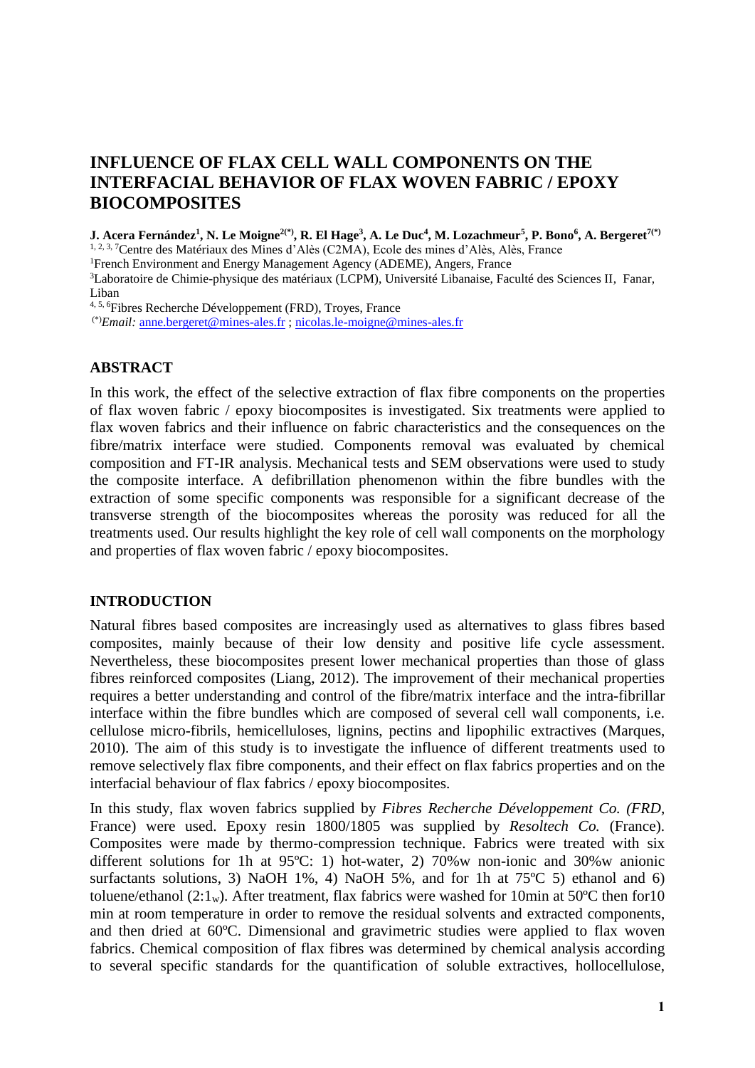# INFLUENCE OF FLAX CELL WALL COMPONENTS ON THE INTERFACIAL BEHAVIOR OF FLAX WOVEN FABRIC / EPOXY BIOCOMPOSITES

**J. Acera Fernández[1], N. Le Moigne[2(*)], R. El Hage[3], A. Le Duc[4], M. Lozachmeur[5], P. Bono[6], A. Bergeret[7(*)]**

[1, 2, 3, 7]Centre des Matériaux des Mines d'Alès (C2MA), Ecole des mines d'Alès, Alès, France

[1]French Environment and Energy Management Agency (ADEME), Angers, France

[3]Laboratoire de Chimie-physique des matériaux (LCPM), Université Libanaise, Faculté des Sciences II, Fanar, Liban

[4, 5, 6]Fibres Recherche Développement (FRD), Troyes, France

[(*)]*Email:* anne.bergeret@mines-ales.fr ; nicolas.le-moigne@mines-ales.fr

## ABSTRACT

In this work, the effect of the selective extraction of flax fibre components on the properties of flax woven fabric / epoxy biocomposites is investigated. Six treatments were applied to flax woven fabrics and their influence on fabric characteristics and the consequences on the fibre/matrix interface were studied. Components removal was evaluated by chemical composition and FT-IR analysis. Mechanical tests and SEM observations were used to study the composite interface. A defibrillation phenomenon within the fibre bundles with the extraction of some specific components was responsible for a significant decrease of the transverse strength of the biocomposites whereas the porosity was reduced for all the treatments used. Our results highlight the key role of cell wall components on the morphology and properties of flax woven fabric / epoxy biocomposites.

## INTRODUCTION

Natural fibres based composites are increasingly used as alternatives to glass fibres based composites, mainly because of their low density and positive life cycle assessment. Nevertheless, these biocomposites present lower mechanical properties than those of glass fibres reinforced composites (Liang, 2012). The improvement of their mechanical properties requires a better understanding and control of the fibre/matrix interface and the intra-fibrillar interface within the fibre bundles which are composed of several cell wall components, i.e. cellulose micro-fibrils, hemicelluloses, lignins, pectins and lipophilic extractives (Marques, 2010). The aim of this study is to investigate the influence of different treatments used to remove selectively flax fibre components, and their effect on flax fabrics properties and on the interfacial behaviour of flax fabrics / epoxy biocomposites.

In this study, flax woven fabrics supplied by *Fibres Recherche Développement Co. (FRD*, France) were used. Epoxy resin 1800/1805 was supplied by *Resoltech Co.* (France). Composites were made by thermo-compression technique. Fabrics were treated with six different solutions for 1h at 95ºC: 1) hot-water, 2) 70%w non-ionic and 30%w anionic surfactants solutions, 3) NaOH 1%, 4) NaOH 5%, and for 1h at 75ºC 5) ethanol and 6) toluene/ethanol ($2{:}1_w$). After treatment, flax fabrics were washed for 10min at 50ºC then for10 min at room temperature in order to remove the residual solvents and extracted components, and then dried at 60ºC. Dimensional and gravimetric studies were applied to flax woven fabrics. Chemical composition of flax fibres was determined by chemical analysis according to several specific standards for the quantification of soluble extractives, hollocellulose,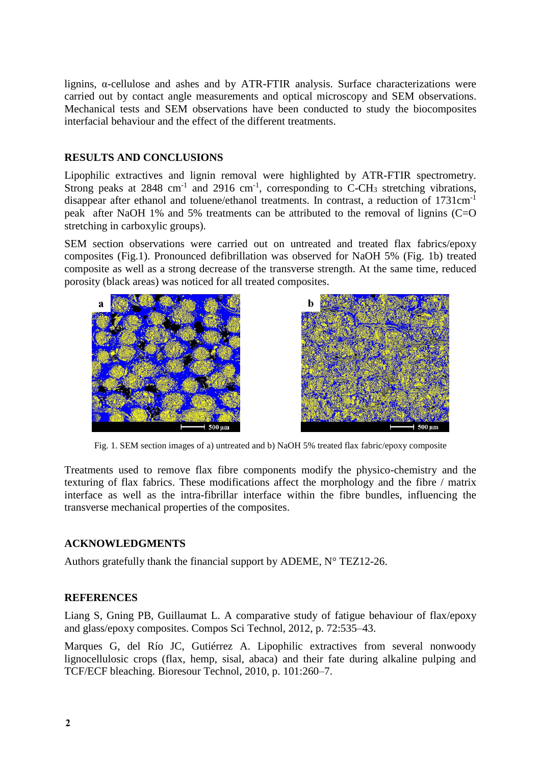lignins, α-cellulose and ashes and by ATR-FTIR analysis. Surface characterizations were carried out by contact angle measurements and optical microscopy and SEM observations. Mechanical tests and SEM observations have been conducted to study the biocomposites interfacial behaviour and the effect of the different treatments.

## RESULTS AND CONCLUSIONS

Lipophilic extractives and lignin removal were highlighted by ATR-FTIR spectrometry. Strong peaks at 2848 $cm^{-1}$ and 2916 $cm^{-1}$, corresponding to C-$CH_3$ stretching vibrations, disappear after ethanol and toluene/ethanol treatments. In contrast, a reduction of 1731$cm^{-1}$ peak after NaOH 1% and 5% treatments can be attributed to the removal of lignins (C=O stretching in carboxylic groups).

SEM section observations were carried out on untreated and treated flax fabrics/epoxy composites (Fig.1). Pronounced defibrillation was observed for NaOH 5% (Fig. 1b) treated composite as well as a strong decrease of the transverse strength. At the same time, reduced porosity (black areas) was noticed for all treated composites.

a

500 µm

b

500 µm

Fig. 1. SEM section images of a) untreated and b) NaOH 5% treated flax fabric/epoxy composite

Treatments used to remove flax fibre components modify the physico-chemistry and the texturing of flax fabrics. These modifications affect the morphology and the fibre / matrix interface as well as the intra-fibrillar interface within the fibre bundles, influencing the transverse mechanical properties of the composites.

## ACKNOWLEDGMENTS

Authors gratefully thank the financial support by ADEME, N° TEZ12-26.

## REFERENCES

Liang S, Gning PB, Guillaumat L. A comparative study of fatigue behaviour of flax/epoxy and glass/epoxy composites. Compos Sci Technol, 2012, p. 72:535–43.

Marques G, del Río JC, Gutiérrez A. Lipophilic extractives from several nonwoody lignocellulosic crops (flax, hemp, sisal, abaca) and their fate during alkaline pulping and TCF/ECF bleaching. Bioresour Technol, 2010, p. 101:260–7.